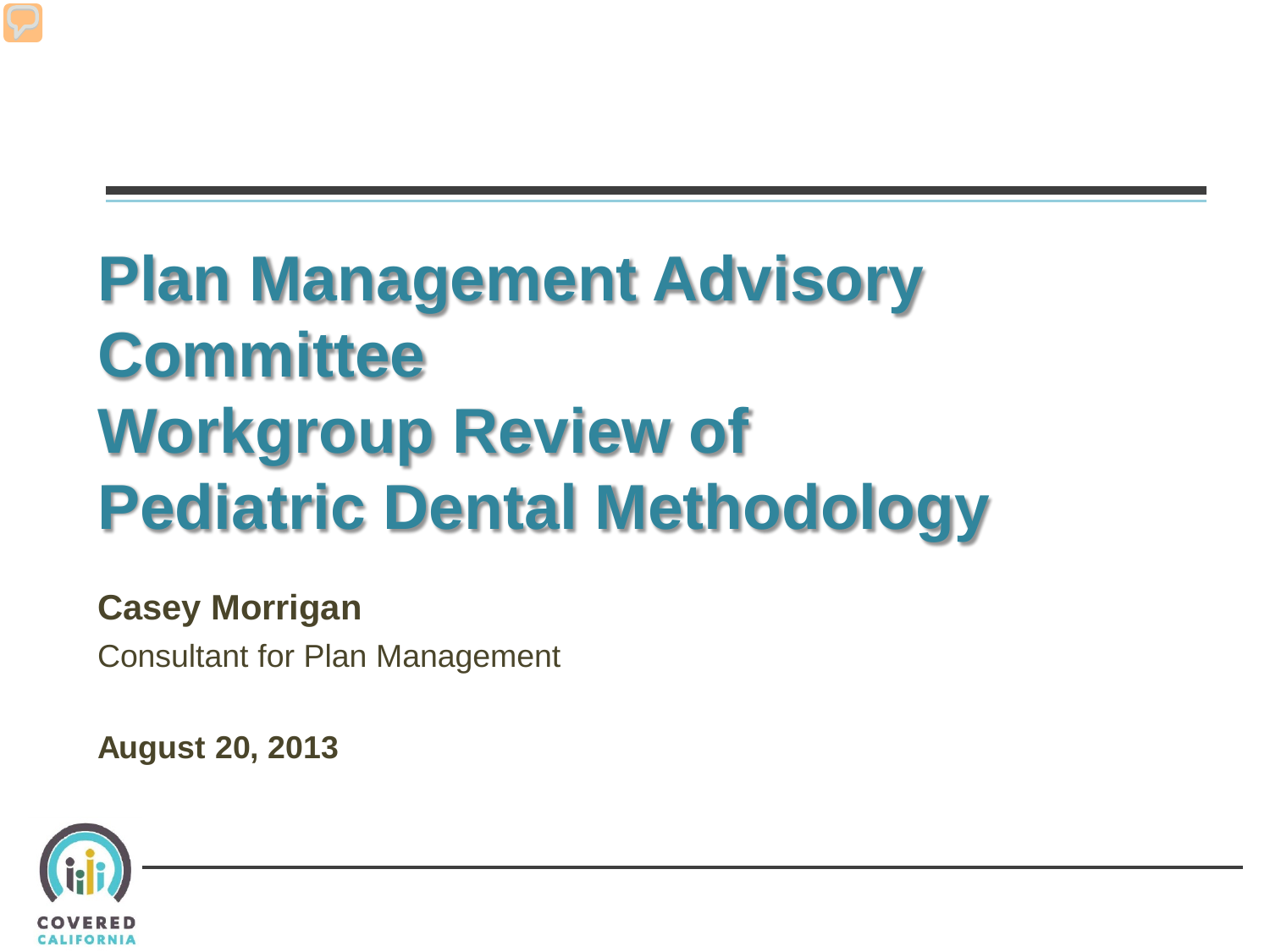# Plan Management Advisory Committee Workgroup Review of Pediatric Dental Methodology

**Casey Morrigan**

Consultant for Plan Management

**August 20, 2013**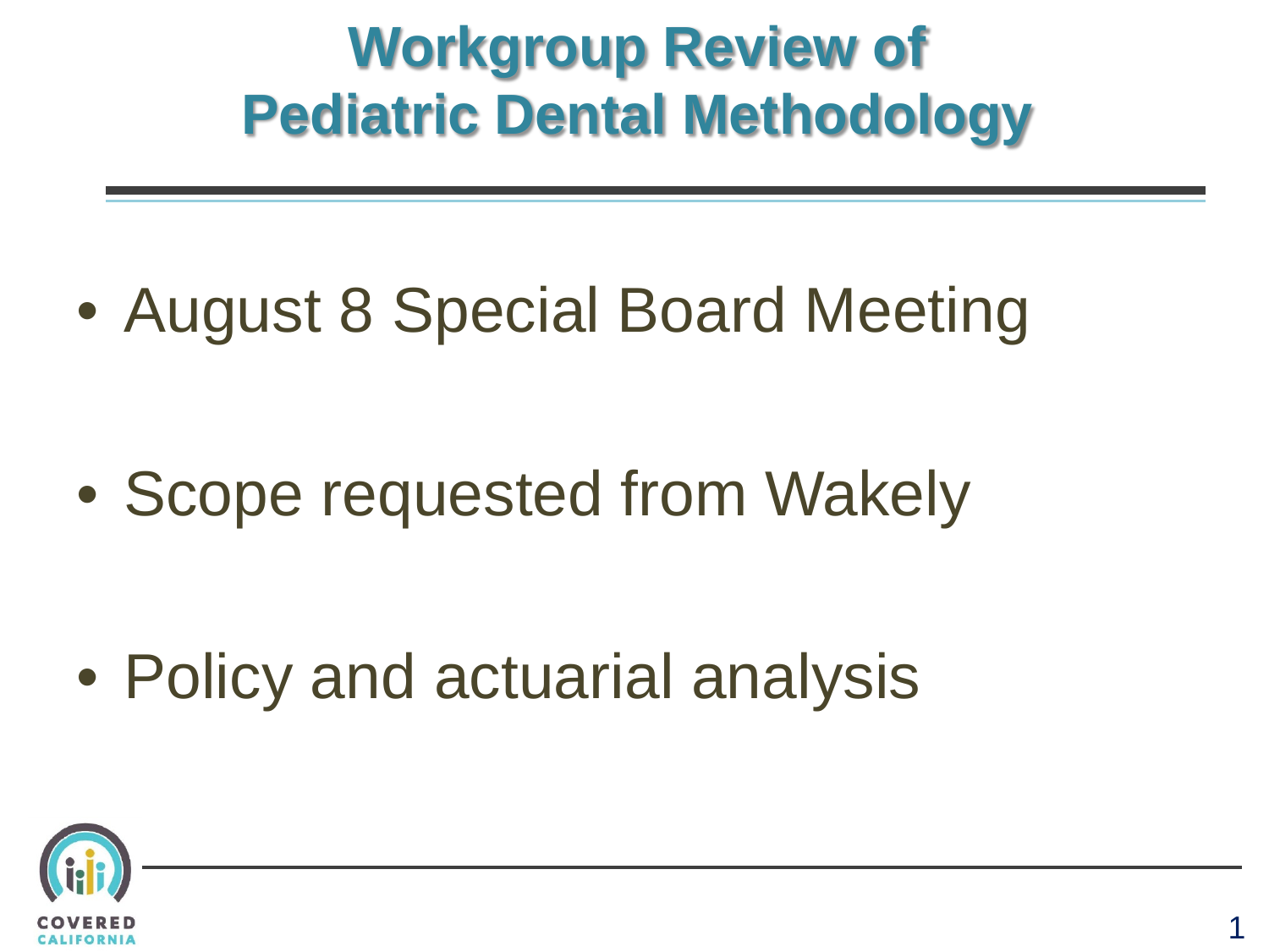# Workgroup Review of Pediatric Dental Methodology

- August 8 Special Board Meeting
- Scope requested from Wakely
- Policy and actuarial analysis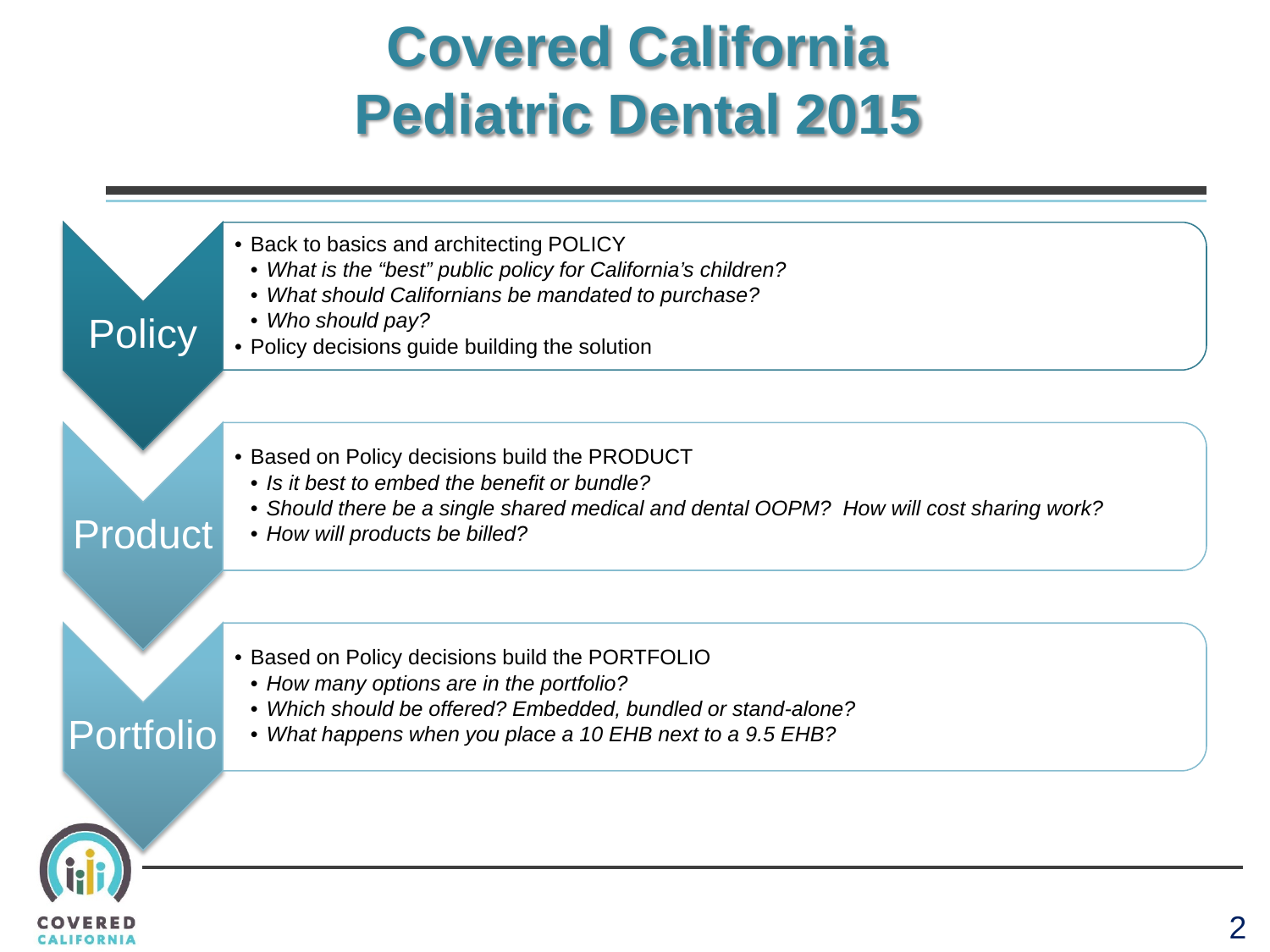# Covered California Pediatric Dental 2015

## Policy

- Back to basics and architecting POLICY
  - *What is the "best" public policy for California's children?*
  - *What should Californians be mandated to purchase?*
  - *Who should pay?*
- Policy decisions guide building the solution

## Product

- Based on Policy decisions build the PRODUCT
  - *Is it best to embed the benefit or bundle?*
  - *Should there be a single shared medical and dental OOPM? How will cost sharing work?*
  - *How will products be billed?*

## Portfolio

- Based on Policy decisions build the PORTFOLIO
  - *How many options are in the portfolio?*
  - *Which should be offered? Embedded, bundled or stand-alone?*
  - *What happens when you place a 10 EHB next to a 9.5 EHB?*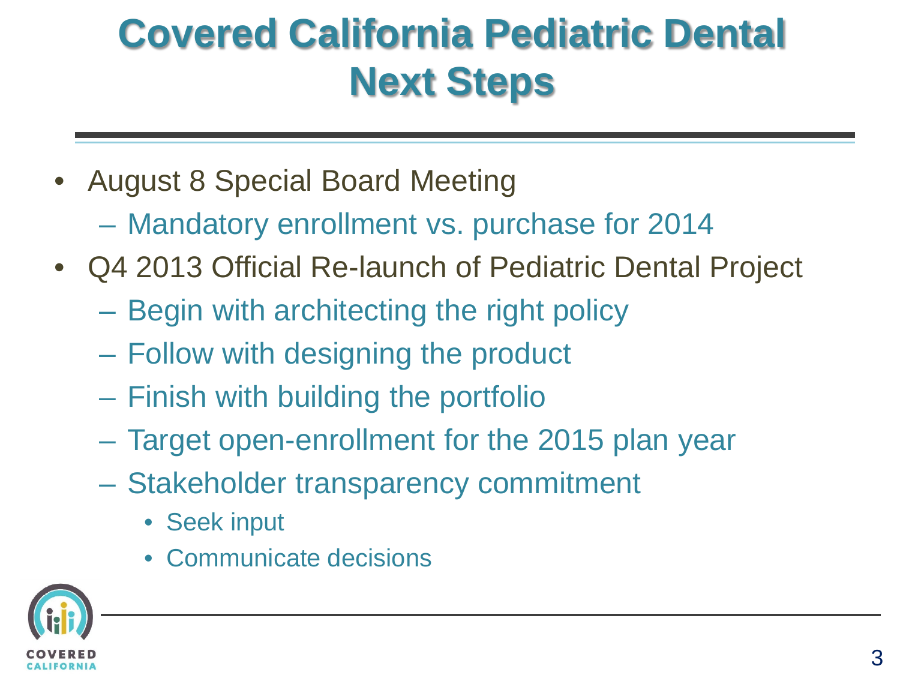# Covered California Pediatric Dental Next Steps

- August 8 Special Board Meeting
  - Mandatory enrollment vs. purchase for 2014
- Q4 2013 Official Re-launch of Pediatric Dental Project
  - Begin with architecting the right policy
  - Follow with designing the product
  - Finish with building the portfolio
  - Target open-enrollment for the 2015 plan year
  - Stakeholder transparency commitment
    - Seek input
    - Communicate decisions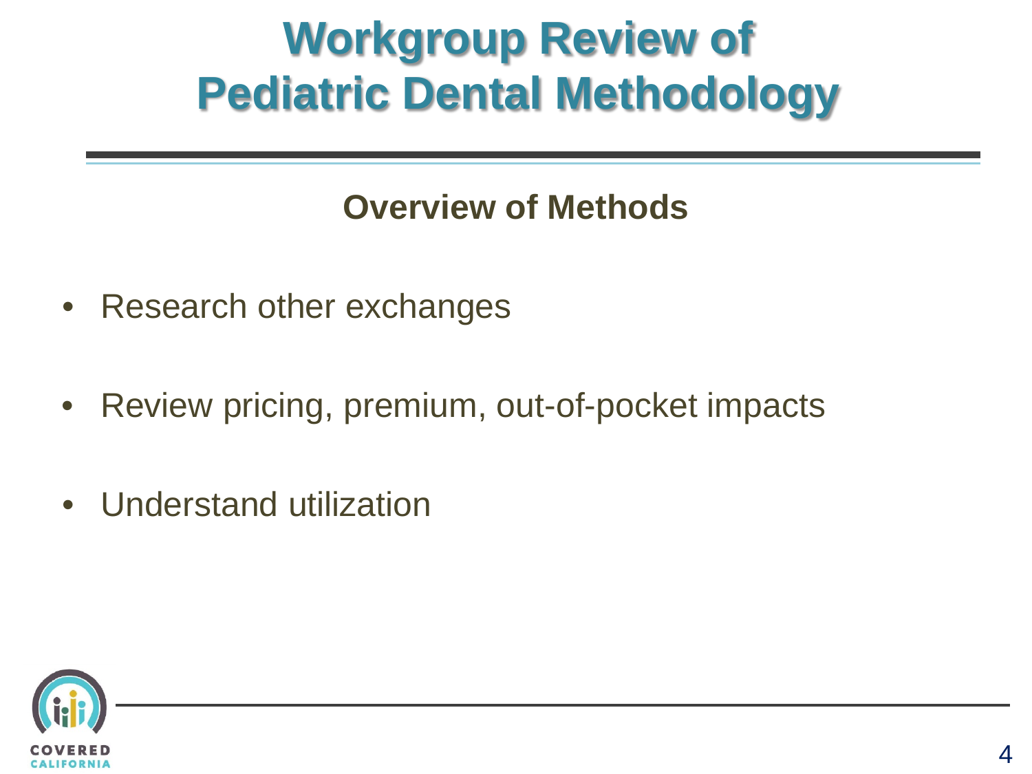# Workgroup Review of Pediatric Dental Methodology

## Overview of Methods

- Research other exchanges
- Review pricing, premium, out-of-pocket impacts
- Understand utilization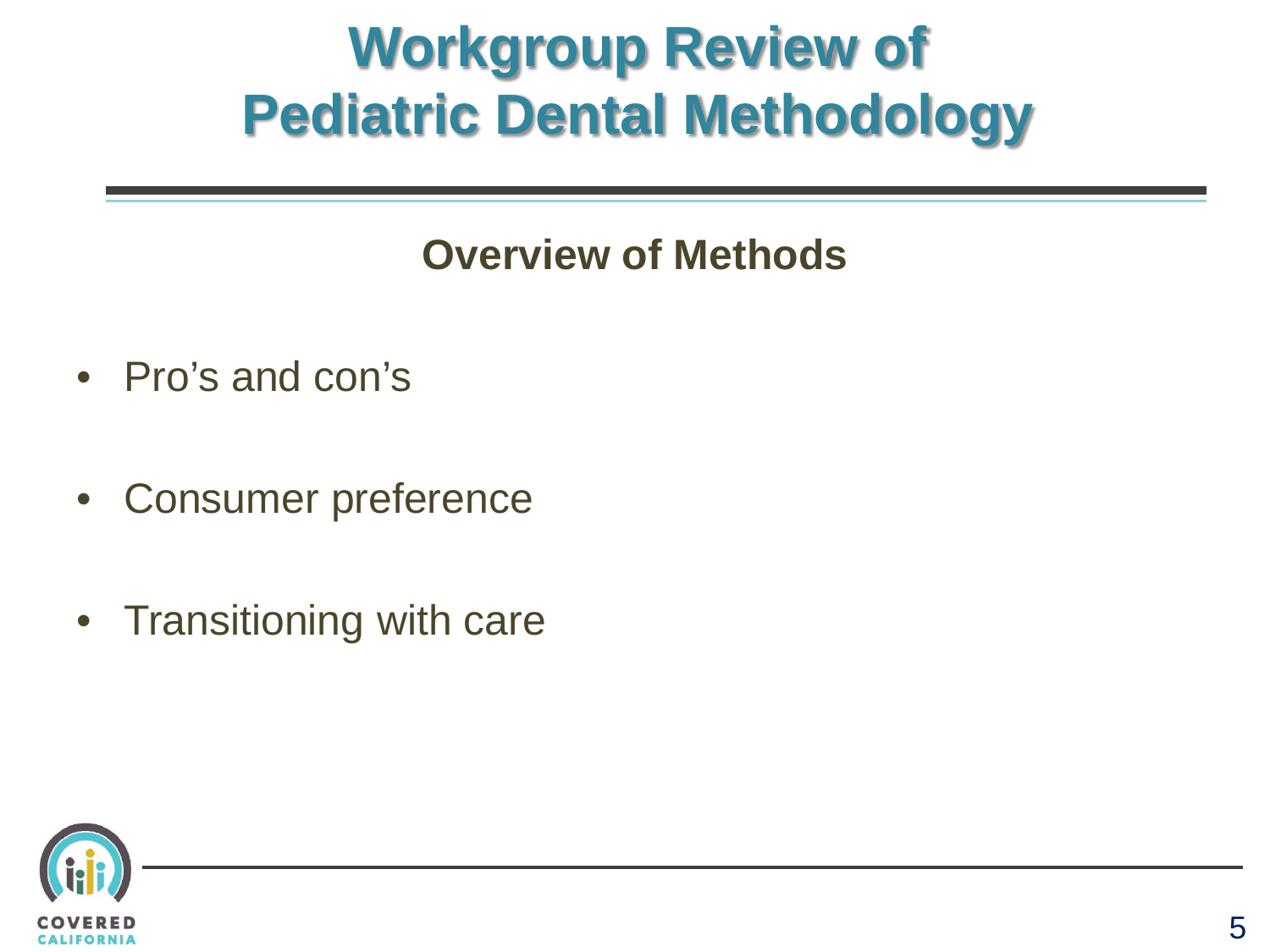# Workgroup Review of Pediatric Dental Methodology

## Overview of Methods

- Pro’s and con’s
- Consumer preference
- Transitioning with care